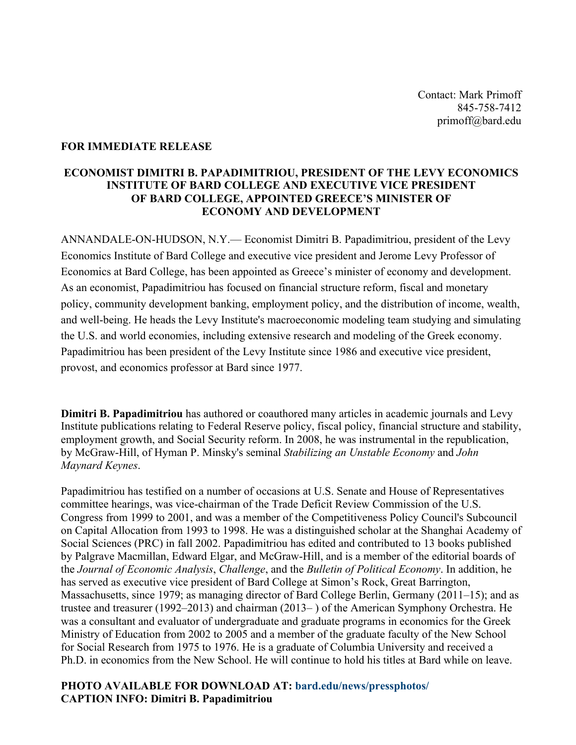Contact: Mark Primoff
845-758-7412
primoff@bard.edu

**FOR IMMEDIATE RELEASE**

# ECONOMIST DIMITRI B. PAPADIMITRIOU, PRESIDENT OF THE LEVY ECONOMICS INSTITUTE OF BARD COLLEGE AND EXECUTIVE VICE PRESIDENT OF BARD COLLEGE, APPOINTED GREECE'S MINISTER OF ECONOMY AND DEVELOPMENT

ANNANDALE-ON-HUDSON, N.Y.— Economist Dimitri B. Papadimitriou, president of the Levy Economics Institute of Bard College and executive vice president and Jerome Levy Professor of Economics at Bard College, has been appointed as Greece's minister of economy and development. As an economist, Papadimitriou has focused on financial structure reform, fiscal and monetary policy, community development banking, employment policy, and the distribution of income, wealth, and well-being. He heads the Levy Institute's macroeconomic modeling team studying and simulating the U.S. and world economies, including extensive research and modeling of the Greek economy. Papadimitriou has been president of the Levy Institute since 1986 and executive vice president, provost, and economics professor at Bard since 1977.

**Dimitri B. Papadimitriou** has authored or coauthored many articles in academic journals and Levy Institute publications relating to Federal Reserve policy, fiscal policy, financial structure and stability, employment growth, and Social Security reform. In 2008, he was instrumental in the republication, by McGraw-Hill, of Hyman P. Minsky's seminal *Stabilizing an Unstable Economy* and *John Maynard Keynes*.

Papadimitriou has testified on a number of occasions at U.S. Senate and House of Representatives committee hearings, was vice-chairman of the Trade Deficit Review Commission of the U.S. Congress from 1999 to 2001, and was a member of the Competitiveness Policy Council's Subcouncil on Capital Allocation from 1993 to 1998. He was a distinguished scholar at the Shanghai Academy of Social Sciences (PRC) in fall 2002. Papadimitriou has edited and contributed to 13 books published by Palgrave Macmillan, Edward Elgar, and McGraw-Hill, and is a member of the editorial boards of the *Journal of Economic Analysis*, *Challenge*, and the *Bulletin of Political Economy*. In addition, he has served as executive vice president of Bard College at Simon's Rock, Great Barrington, Massachusetts, since 1979; as managing director of Bard College Berlin, Germany (2011–15); and as trustee and treasurer (1992–2013) and chairman (2013– ) of the American Symphony Orchestra. He was a consultant and evaluator of undergraduate and graduate programs in economics for the Greek Ministry of Education from 2002 to 2005 and a member of the graduate faculty of the New School for Social Research from 1975 to 1976. He is a graduate of Columbia University and received a Ph.D. in economics from the New School. He will continue to hold his titles at Bard while on leave.

**PHOTO AVAILABLE FOR DOWNLOAD AT: bard.edu/news/pressphotos/**
**CAPTION INFO: Dimitri B. Papadimitriou**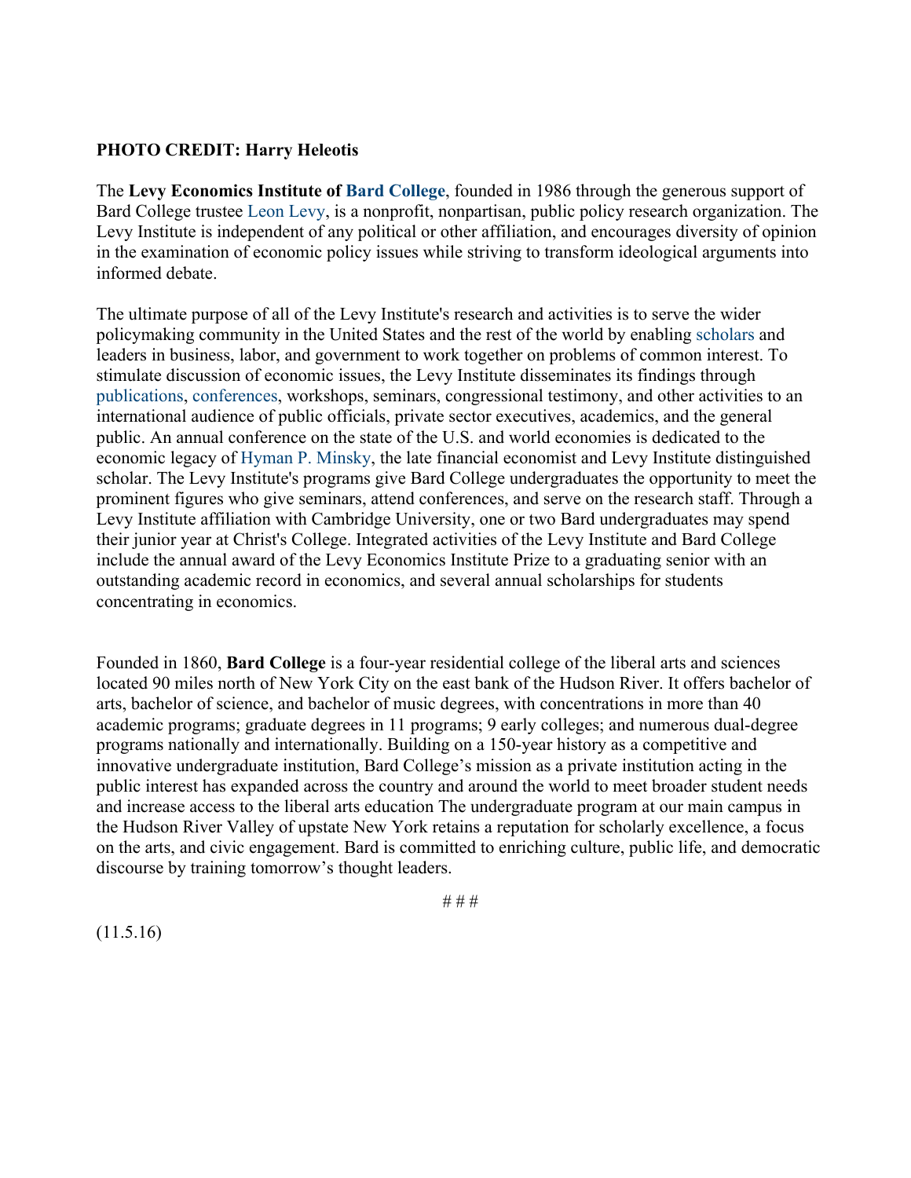**PHOTO CREDIT: Harry Heleotis**

The **Levy Economics Institute of Bard College**, founded in 1986 through the generous support of Bard College trustee Leon Levy, is a nonprofit, nonpartisan, public policy research organization. The Levy Institute is independent of any political or other affiliation, and encourages diversity of opinion in the examination of economic policy issues while striving to transform ideological arguments into informed debate.

The ultimate purpose of all of the Levy Institute's research and activities is to serve the wider policymaking community in the United States and the rest of the world by enabling scholars and leaders in business, labor, and government to work together on problems of common interest. To stimulate discussion of economic issues, the Levy Institute disseminates its findings through publications, conferences, workshops, seminars, congressional testimony, and other activities to an international audience of public officials, private sector executives, academics, and the general public. An annual conference on the state of the U.S. and world economies is dedicated to the economic legacy of Hyman P. Minsky, the late financial economist and Levy Institute distinguished scholar. The Levy Institute's programs give Bard College undergraduates the opportunity to meet the prominent figures who give seminars, attend conferences, and serve on the research staff. Through a Levy Institute affiliation with Cambridge University, one or two Bard undergraduates may spend their junior year at Christ's College. Integrated activities of the Levy Institute and Bard College include the annual award of the Levy Economics Institute Prize to a graduating senior with an outstanding academic record in economics, and several annual scholarships for students concentrating in economics.

Founded in 1860, **Bard College** is a four-year residential college of the liberal arts and sciences located 90 miles north of New York City on the east bank of the Hudson River. It offers bachelor of arts, bachelor of science, and bachelor of music degrees, with concentrations in more than 40 academic programs; graduate degrees in 11 programs; 9 early colleges; and numerous dual-degree programs nationally and internationally. Building on a 150-year history as a competitive and innovative undergraduate institution, Bard College's mission as a private institution acting in the public interest has expanded across the country and around the world to meet broader student needs and increase access to the liberal arts education The undergraduate program at our main campus in the Hudson River Valley of upstate New York retains a reputation for scholarly excellence, a focus on the arts, and civic engagement. Bard is committed to enriching culture, public life, and democratic discourse by training tomorrow's thought leaders.

# # #

(11.5.16)